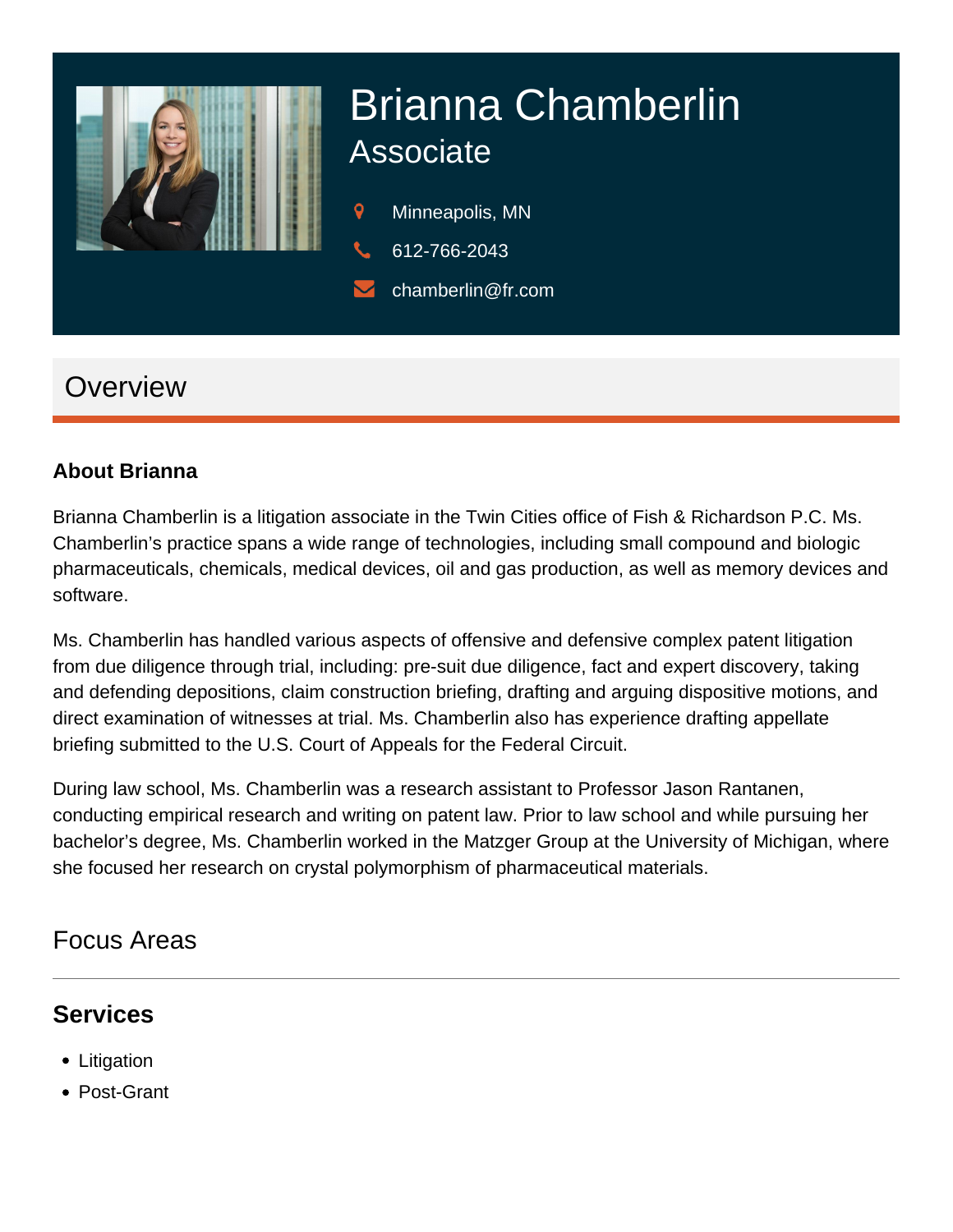# Brianna Chamberlin

## Associate

Minneapolis, MN

612-766-2043

chamberlin@fr.com

## Overview

### About Brianna

Brianna Chamberlin is a litigation associate in the Twin Cities office of Fish & Richardson P.C. Ms. Chamberlin's practice spans a wide range of technologies, including small compound and biologic pharmaceuticals, chemicals, medical devices, oil and gas production, as well as memory devices and software.

Ms. Chamberlin has handled various aspects of offensive and defensive complex patent litigation from due diligence through trial, including: pre-suit due diligence, fact and expert discovery, taking and defending depositions, claim construction briefing, drafting and arguing dispositive motions, and direct examination of witnesses at trial. Ms. Chamberlin also has experience drafting appellate briefing submitted to the U.S. Court of Appeals for the Federal Circuit.

During law school, Ms. Chamberlin was a research assistant to Professor Jason Rantanen, conducting empirical research and writing on patent law. Prior to law school and while pursuing her bachelor's degree, Ms. Chamberlin worked in the Matzger Group at the University of Michigan, where she focused her research on crystal polymorphism of pharmaceutical materials.

## Focus Areas

### Services

- Litigation
- Post-Grant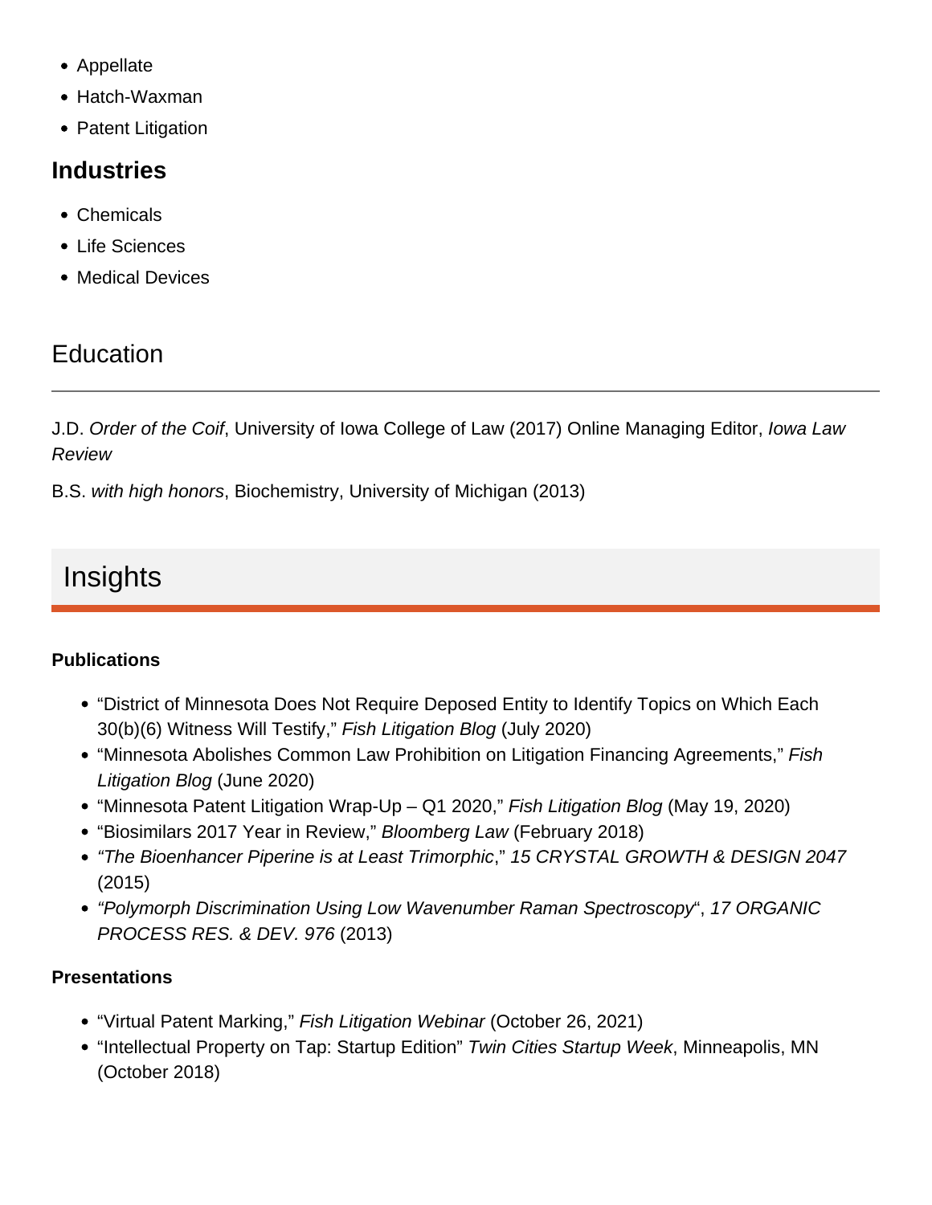- Appellate
- Hatch-Waxman
- Patent Litigation

### Industries

- Chemicals
- Life Sciences
- Medical Devices

## Education

J.D. *Order of the Coif*, University of Iowa College of Law (2017) Online Managing Editor, *Iowa Law Review*

B.S. *with high honors*, Biochemistry, University of Michigan (2013)

## Insights

**Publications**

- "District of Minnesota Does Not Require Deposed Entity to Identify Topics on Which Each 30(b)(6) Witness Will Testify," *Fish Litigation Blog* (July 2020)
- "Minnesota Abolishes Common Law Prohibition on Litigation Financing Agreements," *Fish Litigation Blog* (June 2020)
- "Minnesota Patent Litigation Wrap-Up – Q1 2020," *Fish Litigation Blog* (May 19, 2020)
- "Biosimilars 2017 Year in Review," *Bloomberg Law* (February 2018)
- *"The Bioenhancer Piperine is at Least Trimorphic*," *15 CRYSTAL GROWTH & DESIGN 2047* (2015)
- *"Polymorph Discrimination Using Low Wavenumber Raman Spectroscopy*", *17 ORGANIC PROCESS RES. & DEV. 976* (2013)

**Presentations**

- "Virtual Patent Marking," *Fish Litigation Webinar* (October 26, 2021)
- "Intellectual Property on Tap: Startup Edition" *Twin Cities Startup Week*, Minneapolis, MN (October 2018)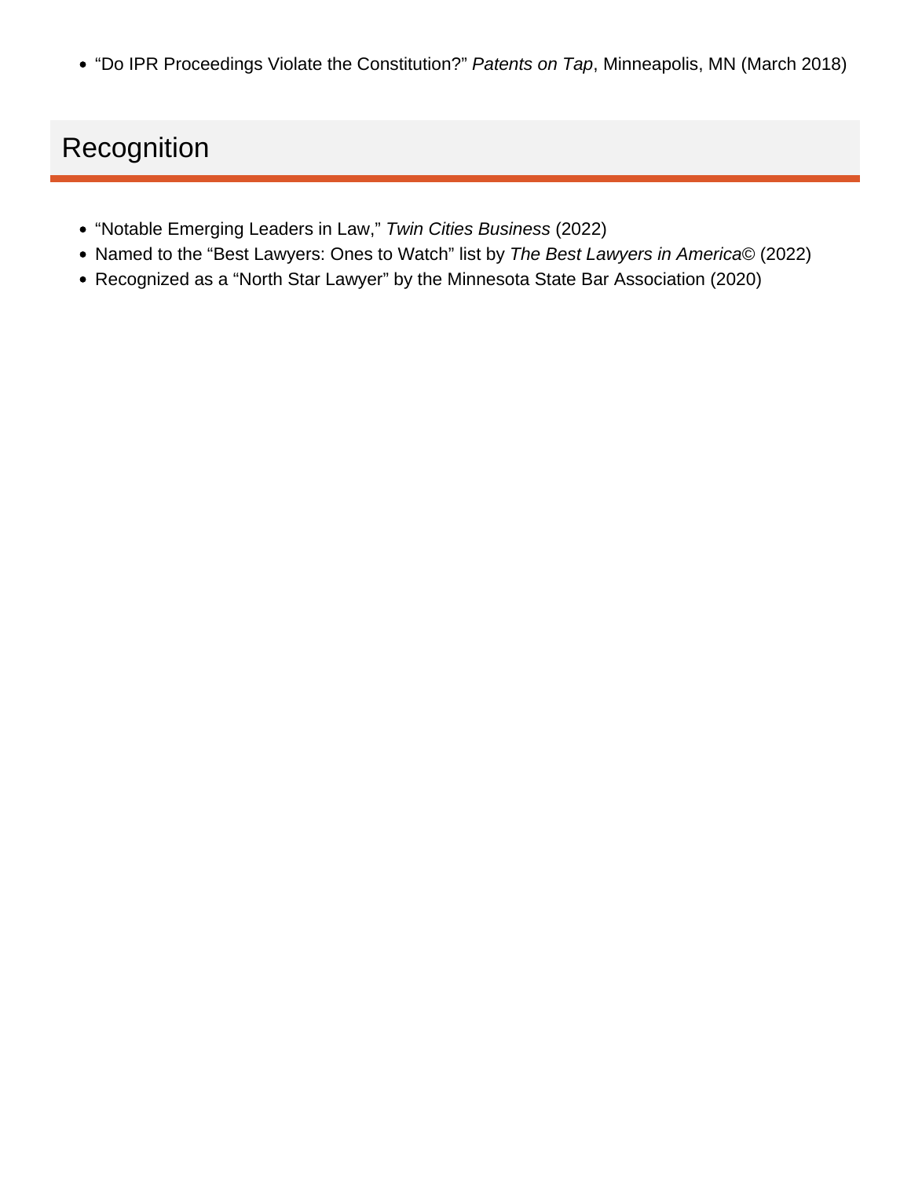- "Do IPR Proceedings Violate the Constitution?" *Patents on Tap*, Minneapolis, MN (March 2018)

## Recognition

- "Notable Emerging Leaders in Law," *Twin Cities Business* (2022)
- Named to the "Best Lawyers: Ones to Watch" list by *The Best Lawyers in America*© (2022)
- Recognized as a "North Star Lawyer" by the Minnesota State Bar Association (2020)